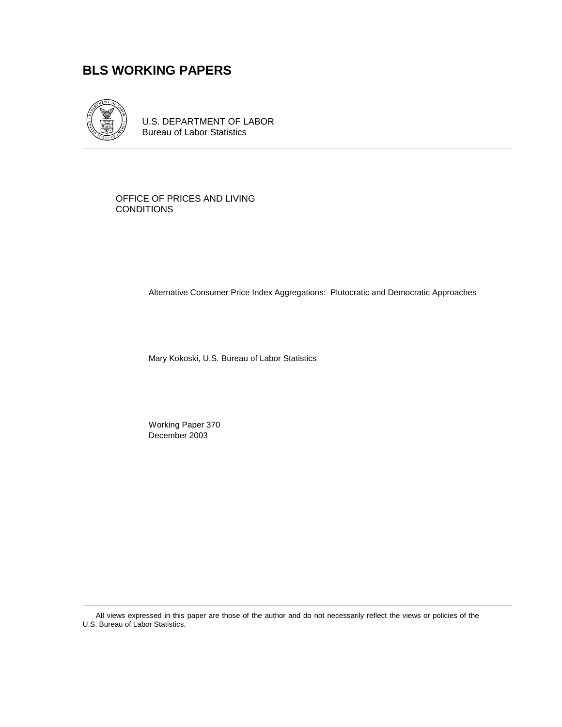# BLS WORKING PAPERS

U.S. DEPARTMENT OF LABOR
Bureau of Labor Statistics

OFFICE OF PRICES AND LIVING CONDITIONS

Alternative Consumer Price Index Aggregations: Plutocratic and Democratic Approaches

Mary Kokoski, U.S. Bureau of Labor Statistics

Working Paper 370
December 2003

All views expressed in this paper are those of the author and do not necessarily reflect the views or policies of the U.S. Bureau of Labor Statistics.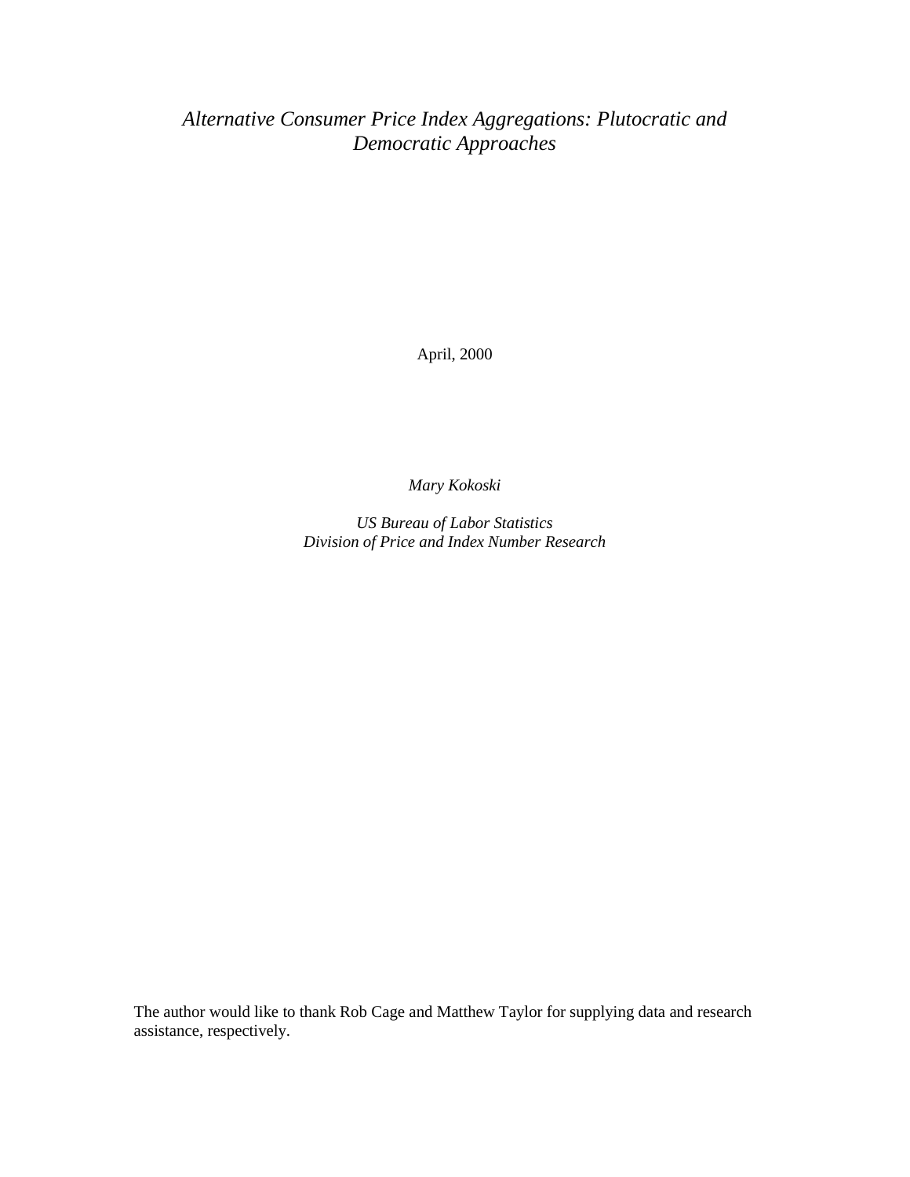# *Alternative Consumer Price Index Aggregations: Plutocratic and Democratic Approaches*

April, 2000

*Mary Kokoski*

*US Bureau of Labor Statistics*
*Division of Price and Index Number Research*

The author would like to thank Rob Cage and Matthew Taylor for supplying data and research assistance, respectively.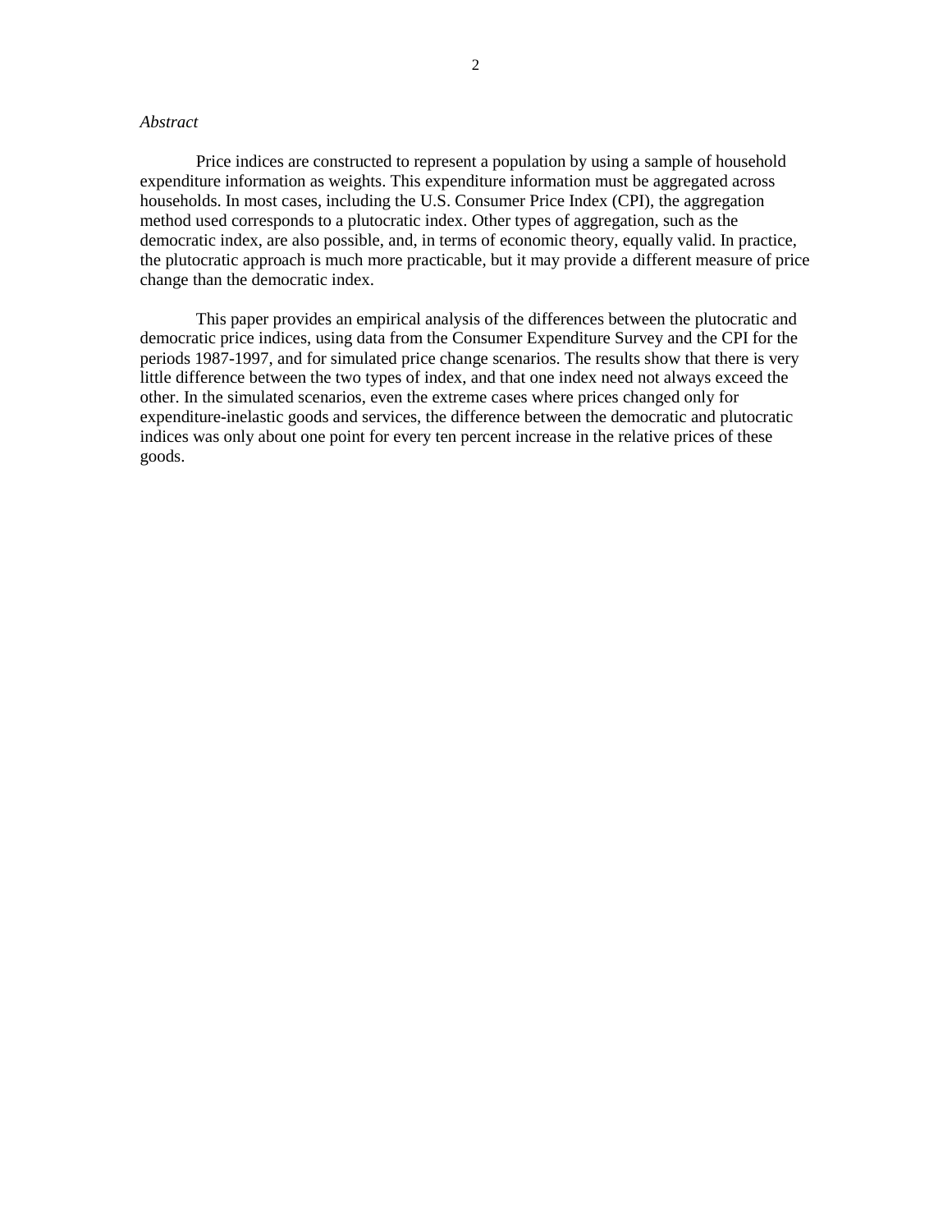*Abstract*

Price indices are constructed to represent a population by using a sample of household expenditure information as weights. This expenditure information must be aggregated across households. In most cases, including the U.S. Consumer Price Index (CPI), the aggregation method used corresponds to a plutocratic index. Other types of aggregation, such as the democratic index, are also possible, and, in terms of economic theory, equally valid. In practice, the plutocratic approach is much more practicable, but it may provide a different measure of price change than the democratic index.

This paper provides an empirical analysis of the differences between the plutocratic and democratic price indices, using data from the Consumer Expenditure Survey and the CPI for the periods 1987-1997, and for simulated price change scenarios. The results show that there is very little difference between the two types of index, and that one index need not always exceed the other. In the simulated scenarios, even the extreme cases where prices changed only for expenditure-inelastic goods and services, the difference between the democratic and plutocratic indices was only about one point for every ten percent increase in the relative prices of these goods.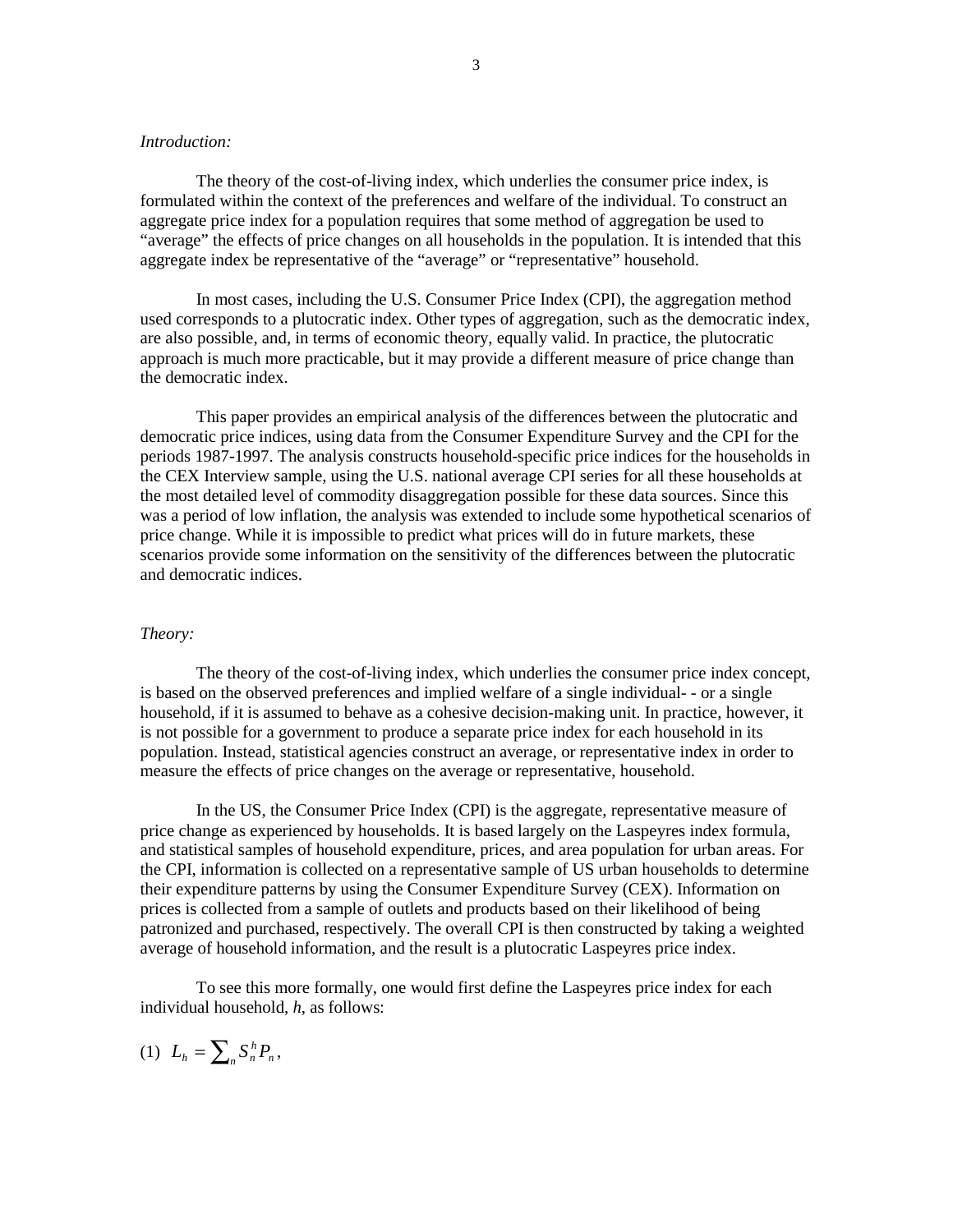*Introduction:*

The theory of the cost-of-living index, which underlies the consumer price index, is formulated within the context of the preferences and welfare of the individual. To construct an aggregate price index for a population requires that some method of aggregation be used to "average" the effects of price changes on all households in the population. It is intended that this aggregate index be representative of the "average" or "representative" household.

In most cases, including the U.S. Consumer Price Index (CPI), the aggregation method used corresponds to a plutocratic index. Other types of aggregation, such as the democratic index, are also possible, and, in terms of economic theory, equally valid. In practice, the plutocratic approach is much more practicable, but it may provide a different measure of price change than the democratic index.

This paper provides an empirical analysis of the differences between the plutocratic and democratic price indices, using data from the Consumer Expenditure Survey and the CPI for the periods 1987-1997. The analysis constructs household-specific price indices for the households in the CEX Interview sample, using the U.S. national average CPI series for all these households at the most detailed level of commodity disaggregation possible for these data sources. Since this was a period of low inflation, the analysis was extended to include some hypothetical scenarios of price change. While it is impossible to predict what prices will do in future markets, these scenarios provide some information on the sensitivity of the differences between the plutocratic and democratic indices.

*Theory:*

The theory of the cost-of-living index, which underlies the consumer price index concept, is based on the observed preferences and implied welfare of a single individual- - or a single household, if it is assumed to behave as a cohesive decision-making unit. In practice, however, it is not possible for a government to produce a separate price index for each household in its population. Instead, statistical agencies construct an average, or representative index in order to measure the effects of price changes on the average or representative, household.

In the US, the Consumer Price Index (CPI) is the aggregate, representative measure of price change as experienced by households. It is based largely on the Laspeyres index formula, and statistical samples of household expenditure, prices, and area population for urban areas. For the CPI, information is collected on a representative sample of US urban households to determine their expenditure patterns by using the Consumer Expenditure Survey (CEX). Information on prices is collected from a sample of outlets and products based on their likelihood of being patronized and purchased, respectively. The overall CPI is then constructed by taking a weighted average of household information, and the result is a plutocratic Laspeyres price index.

To see this more formally, one would first define the Laspeyres price index for each individual household, *h*, as follows:

$$(1) \quad L_h = \sum_n S_n^h P_n ,$$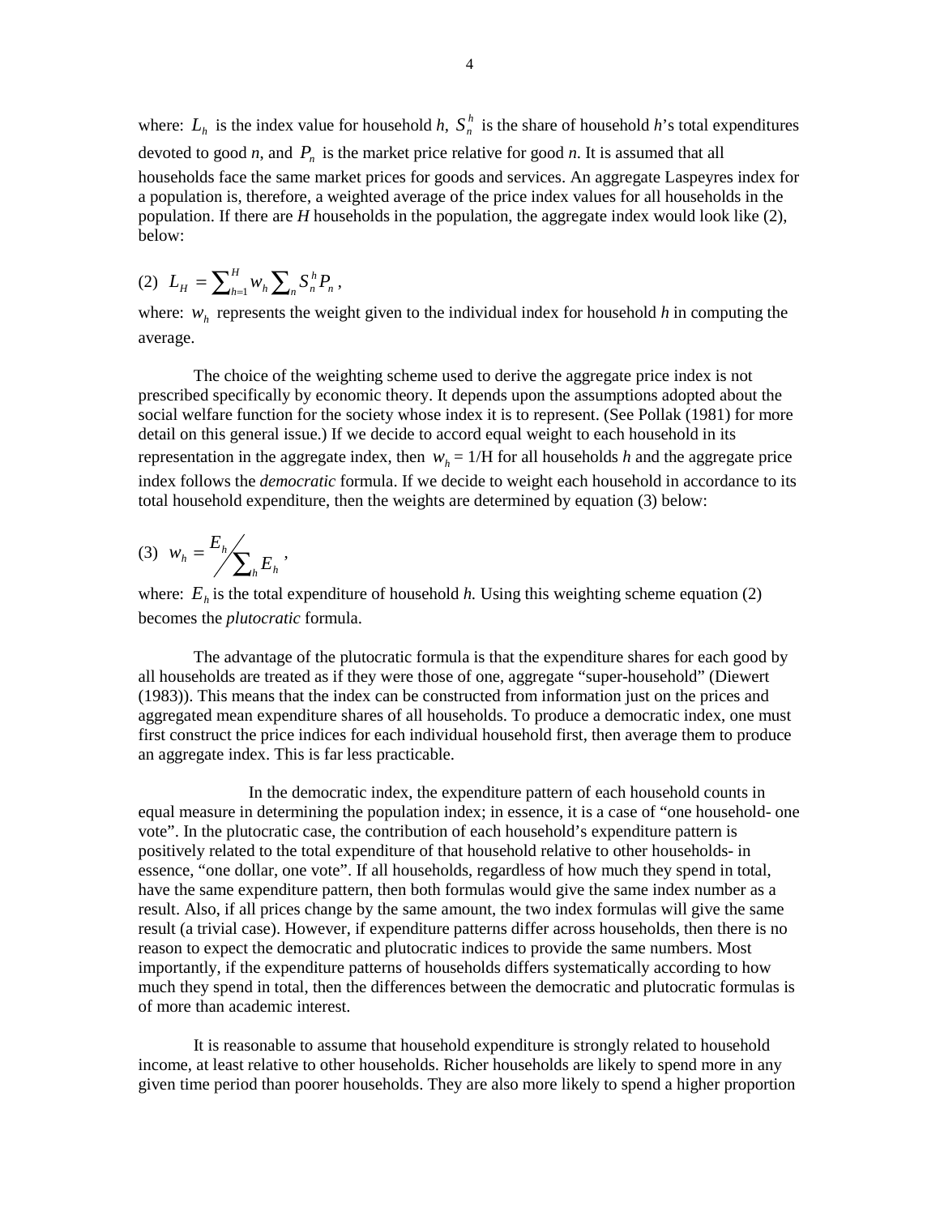where: $L_h$ is the index value for household *h*, $S_n^h$ is the share of household *h*'s total expenditures devoted to good *n*, and $P_n$ is the market price relative for good *n*. It is assumed that all households face the same market prices for goods and services. An aggregate Laspeyres index for a population is, therefore, a weighted average of the price index values for all households in the population. If there are *H* households in the population, the aggregate index would look like (2), below:

$$(2) \quad L_H = \sum_{h=1}^{H} w_h \sum_n S_n^h P_n \,,$$

where: $w_h$ represents the weight given to the individual index for household *h* in computing the average.

The choice of the weighting scheme used to derive the aggregate price index is not prescribed specifically by economic theory. It depends upon the assumptions adopted about the social welfare function for the society whose index it is to represent. (See Pollak (1981) for more detail on this general issue.) If we decide to accord equal weight to each household in its representation in the aggregate index, then $w_h$ = 1/H for all households *h* and the aggregate price index follows the *democratic* formula. If we decide to weight each household in accordance to its total household expenditure, then the weights are determined by equation (3) below:

$$(3) \quad w_h = {E_h}\Big/{\sum_h E_h} \,,$$

where: $E_h$ is the total expenditure of household *h.* Using this weighting scheme equation (2) becomes the *plutocratic* formula.

The advantage of the plutocratic formula is that the expenditure shares for each good by all households are treated as if they were those of one, aggregate "super-household" (Diewert (1983)). This means that the index can be constructed from information just on the prices and aggregated mean expenditure shares of all households. To produce a democratic index, one must first construct the price indices for each individual household first, then average them to produce an aggregate index. This is far less practicable.

In the democratic index, the expenditure pattern of each household counts in equal measure in determining the population index; in essence, it is a case of "one household- one vote". In the plutocratic case, the contribution of each household's expenditure pattern is positively related to the total expenditure of that household relative to other households- in essence, "one dollar, one vote". If all households, regardless of how much they spend in total, have the same expenditure pattern, then both formulas would give the same index number as a result. Also, if all prices change by the same amount, the two index formulas will give the same result (a trivial case). However, if expenditure patterns differ across households, then there is no reason to expect the democratic and plutocratic indices to provide the same numbers. Most importantly, if the expenditure patterns of households differs systematically according to how much they spend in total, then the differences between the democratic and plutocratic formulas is of more than academic interest.

It is reasonable to assume that household expenditure is strongly related to household income, at least relative to other households. Richer households are likely to spend more in any given time period than poorer households. They are also more likely to spend a higher proportion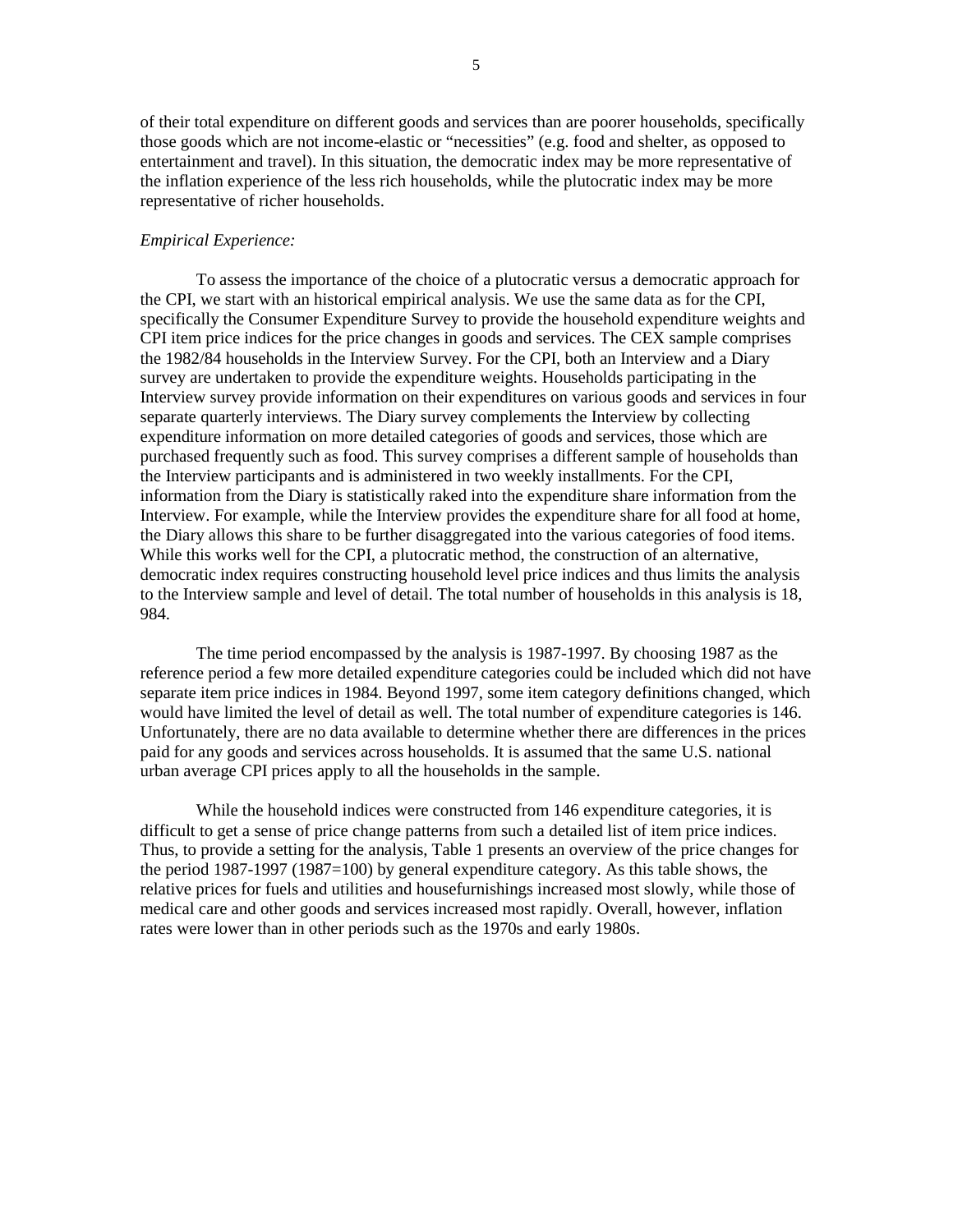of their total expenditure on different goods and services than are poorer households, specifically those goods which are not income-elastic or "necessities" (e.g. food and shelter, as opposed to entertainment and travel). In this situation, the democratic index may be more representative of the inflation experience of the less rich households, while the plutocratic index may be more representative of richer households.

*Empirical Experience:*

To assess the importance of the choice of a plutocratic versus a democratic approach for the CPI, we start with an historical empirical analysis. We use the same data as for the CPI, specifically the Consumer Expenditure Survey to provide the household expenditure weights and CPI item price indices for the price changes in goods and services. The CEX sample comprises the 1982/84 households in the Interview Survey. For the CPI, both an Interview and a Diary survey are undertaken to provide the expenditure weights. Households participating in the Interview survey provide information on their expenditures on various goods and services in four separate quarterly interviews. The Diary survey complements the Interview by collecting expenditure information on more detailed categories of goods and services, those which are purchased frequently such as food. This survey comprises a different sample of households than the Interview participants and is administered in two weekly installments. For the CPI, information from the Diary is statistically raked into the expenditure share information from the Interview. For example, while the Interview provides the expenditure share for all food at home, the Diary allows this share to be further disaggregated into the various categories of food items. While this works well for the CPI, a plutocratic method, the construction of an alternative, democratic index requires constructing household level price indices and thus limits the analysis to the Interview sample and level of detail. The total number of households in this analysis is 18, 984.

The time period encompassed by the analysis is 1987-1997. By choosing 1987 as the reference period a few more detailed expenditure categories could be included which did not have separate item price indices in 1984. Beyond 1997, some item category definitions changed, which would have limited the level of detail as well. The total number of expenditure categories is 146. Unfortunately, there are no data available to determine whether there are differences in the prices paid for any goods and services across households. It is assumed that the same U.S. national urban average CPI prices apply to all the households in the sample.

While the household indices were constructed from 146 expenditure categories, it is difficult to get a sense of price change patterns from such a detailed list of item price indices. Thus, to provide a setting for the analysis, Table 1 presents an overview of the price changes for the period 1987-1997 (1987=100) by general expenditure category. As this table shows, the relative prices for fuels and utilities and housefurnishings increased most slowly, while those of medical care and other goods and services increased most rapidly. Overall, however, inflation rates were lower than in other periods such as the 1970s and early 1980s.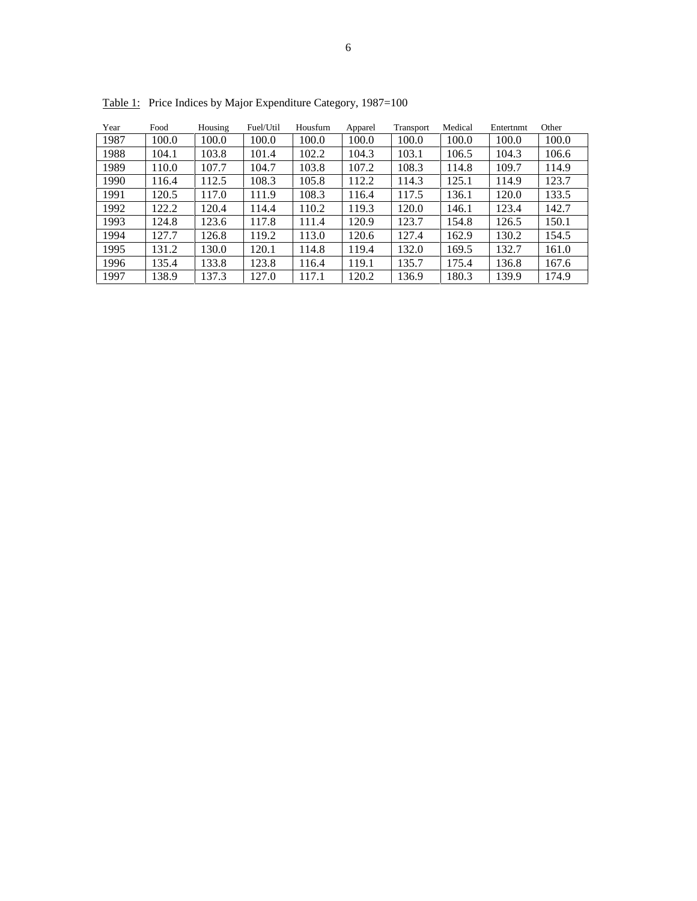Table 1: Price Indices by Major Expenditure Category, 1987=100

| Year | Food | Housing | Fuel/Util | Housfurn | Apparel | Transport | Medical | Entertnmt | Other |
|---|---|---|---|---|---|---|---|---|---|
| 1987 | 100.0 | 100.0 | 100.0 | 100.0 | 100.0 | 100.0 | 100.0 | 100.0 | 100.0 |
| 1988 | 104.1 | 103.8 | 101.4 | 102.2 | 104.3 | 103.1 | 106.5 | 104.3 | 106.6 |
| 1989 | 110.0 | 107.7 | 104.7 | 103.8 | 107.2 | 108.3 | 114.8 | 109.7 | 114.9 |
| 1990 | 116.4 | 112.5 | 108.3 | 105.8 | 112.2 | 114.3 | 125.1 | 114.9 | 123.7 |
| 1991 | 120.5 | 117.0 | 111.9 | 108.3 | 116.4 | 117.5 | 136.1 | 120.0 | 133.5 |
| 1992 | 122.2 | 120.4 | 114.4 | 110.2 | 119.3 | 120.0 | 146.1 | 123.4 | 142.7 |
| 1993 | 124.8 | 123.6 | 117.8 | 111.4 | 120.9 | 123.7 | 154.8 | 126.5 | 150.1 |
| 1994 | 127.7 | 126.8 | 119.2 | 113.0 | 120.6 | 127.4 | 162.9 | 130.2 | 154.5 |
| 1995 | 131.2 | 130.0 | 120.1 | 114.8 | 119.4 | 132.0 | 169.5 | 132.7 | 161.0 |
| 1996 | 135.4 | 133.8 | 123.8 | 116.4 | 119.1 | 135.7 | 175.4 | 136.8 | 167.6 |
| 1997 | 138.9 | 137.3 | 127.0 | 117.1 | 120.2 | 136.9 | 180.3 | 139.9 | 174.9 |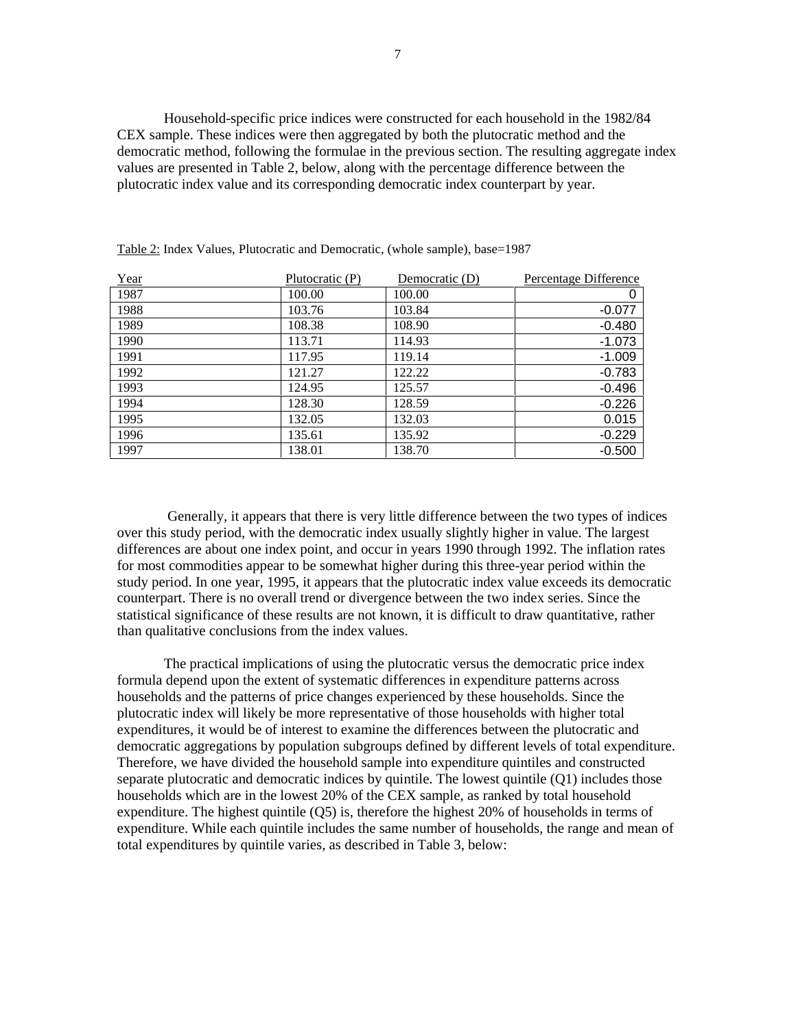Household-specific price indices were constructed for each household in the 1982/84 CEX sample. These indices were then aggregated by both the plutocratic method and the democratic method, following the formulae in the previous section. The resulting aggregate index values are presented in Table 2, below, along with the percentage difference between the plutocratic index value and its corresponding democratic index counterpart by year.

Table 2: Index Values, Plutocratic and Democratic, (whole sample), base=1987

| Year | Plutocratic (P) | Democratic (D) | Percentage Difference |
|---|---|---|---|
| 1987 | 100.00 | 100.00 | 0 |
| 1988 | 103.76 | 103.84 | -0.077 |
| 1989 | 108.38 | 108.90 | -0.480 |
| 1990 | 113.71 | 114.93 | -1.073 |
| 1991 | 117.95 | 119.14 | -1.009 |
| 1992 | 121.27 | 122.22 | -0.783 |
| 1993 | 124.95 | 125.57 | -0.496 |
| 1994 | 128.30 | 128.59 | -0.226 |
| 1995 | 132.05 | 132.03 | 0.015 |
| 1996 | 135.61 | 135.92 | -0.229 |
| 1997 | 138.01 | 138.70 | -0.500 |

Generally, it appears that there is very little difference between the two types of indices over this study period, with the democratic index usually slightly higher in value. The largest differences are about one index point, and occur in years 1990 through 1992. The inflation rates for most commodities appear to be somewhat higher during this three-year period within the study period. In one year, 1995, it appears that the plutocratic index value exceeds its democratic counterpart. There is no overall trend or divergence between the two index series. Since the statistical significance of these results are not known, it is difficult to draw quantitative, rather than qualitative conclusions from the index values.

The practical implications of using the plutocratic versus the democratic price index formula depend upon the extent of systematic differences in expenditure patterns across households and the patterns of price changes experienced by these households. Since the plutocratic index will likely be more representative of those households with higher total expenditures, it would be of interest to examine the differences between the plutocratic and democratic aggregations by population subgroups defined by different levels of total expenditure. Therefore, we have divided the household sample into expenditure quintiles and constructed separate plutocratic and democratic indices by quintile. The lowest quintile (Q1) includes those households which are in the lowest 20% of the CEX sample, as ranked by total household expenditure. The highest quintile (Q5) is, therefore the highest 20% of households in terms of expenditure. While each quintile includes the same number of households, the range and mean of total expenditures by quintile varies, as described in Table 3, below: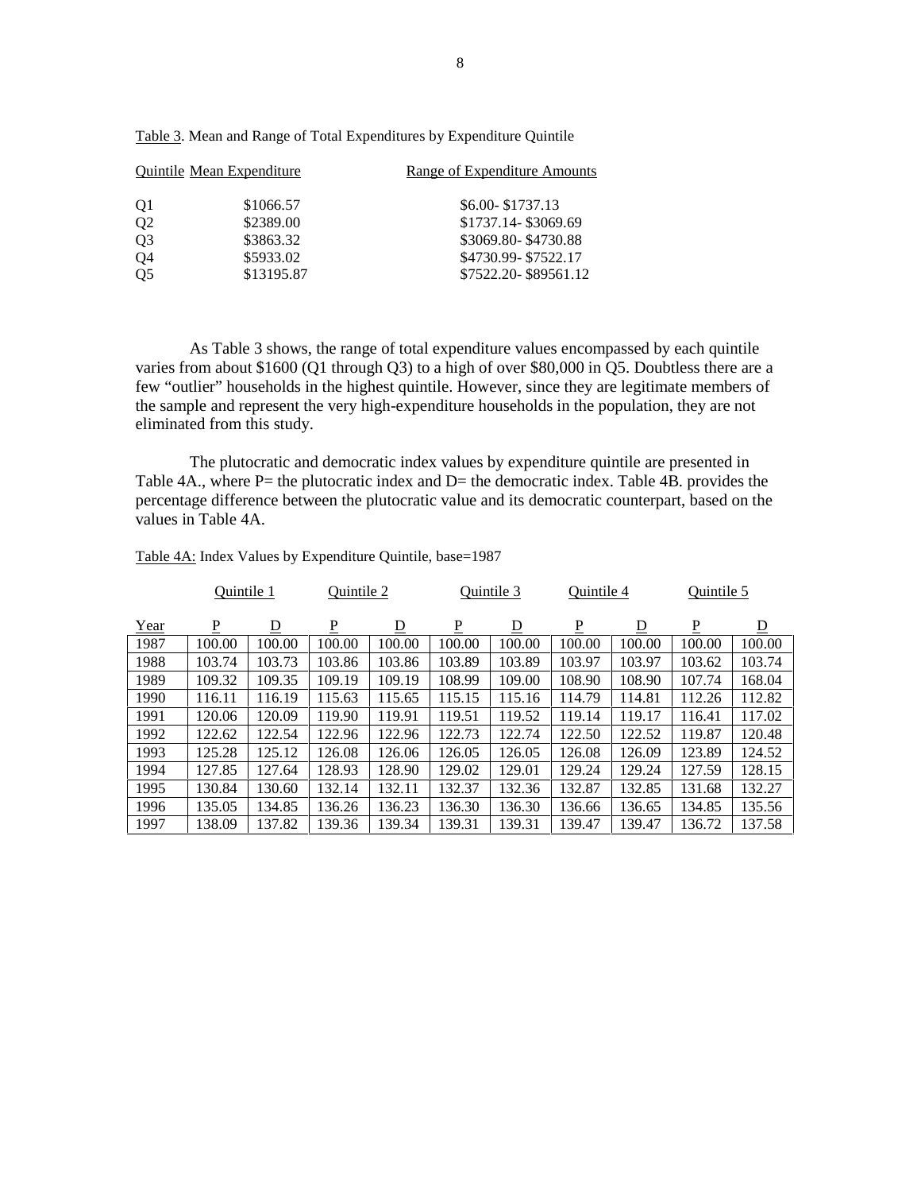Table 3. Mean and Range of Total Expenditures by Expenditure Quintile

| Quintile | Mean Expenditure | Range of Expenditure Amounts |
|---|---|---|
| Q1 | $1066.57 | $6.00- $1737.13 |
| Q2 | $2389.00 | $1737.14- $3069.69 |
| Q3 | $3863.32 | $3069.80- $4730.88 |
| Q4 | $5933.02 | $4730.99- $7522.17 |
| Q5 | $13195.87 | $7522.20- $89561.12 |

As Table 3 shows, the range of total expenditure values encompassed by each quintile varies from about $1600 (Q1 through Q3) to a high of over $80,000 in Q5. Doubtless there are a few "outlier" households in the highest quintile. However, since they are legitimate members of the sample and represent the very high-expenditure households in the population, they are not eliminated from this study.

The plutocratic and democratic index values by expenditure quintile are presented in Table 4A., where P= the plutocratic index and D= the democratic index. Table 4B. provides the percentage difference between the plutocratic value and its democratic counterpart, based on the values in Table 4A.

Table 4A: Index Values by Expenditure Quintile, base=1987

| | Quintile 1 | | Quintile 2 | | Quintile 3 | | Quintile 4 | | Quintile 5 | |
|---|---|---|---|---|---|---|---|---|---|---|
| Year | P | D | P | D | P | D | P | D | P | D |
| 1987 | 100.00 | 100.00 | 100.00 | 100.00 | 100.00 | 100.00 | 100.00 | 100.00 | 100.00 | 100.00 |
| 1988 | 103.74 | 103.73 | 103.86 | 103.86 | 103.89 | 103.89 | 103.97 | 103.97 | 103.62 | 103.74 |
| 1989 | 109.32 | 109.35 | 109.19 | 109.19 | 108.99 | 109.00 | 108.90 | 108.90 | 107.74 | 168.04 |
| 1990 | 116.11 | 116.19 | 115.63 | 115.65 | 115.15 | 115.16 | 114.79 | 114.81 | 112.26 | 112.82 |
| 1991 | 120.06 | 120.09 | 119.90 | 119.91 | 119.51 | 119.52 | 119.14 | 119.17 | 116.41 | 117.02 |
| 1992 | 122.62 | 122.54 | 122.96 | 122.96 | 122.73 | 122.74 | 122.50 | 122.52 | 119.87 | 120.48 |
| 1993 | 125.28 | 125.12 | 126.08 | 126.06 | 126.05 | 126.05 | 126.08 | 126.09 | 123.89 | 124.52 |
| 1994 | 127.85 | 127.64 | 128.93 | 128.90 | 129.02 | 129.01 | 129.24 | 129.24 | 127.59 | 128.15 |
| 1995 | 130.84 | 130.60 | 132.14 | 132.11 | 132.37 | 132.36 | 132.87 | 132.85 | 131.68 | 132.27 |
| 1996 | 135.05 | 134.85 | 136.26 | 136.23 | 136.30 | 136.30 | 136.66 | 136.65 | 134.85 | 135.56 |
| 1997 | 138.09 | 137.82 | 139.36 | 139.34 | 139.31 | 139.31 | 139.47 | 139.47 | 136.72 | 137.58 |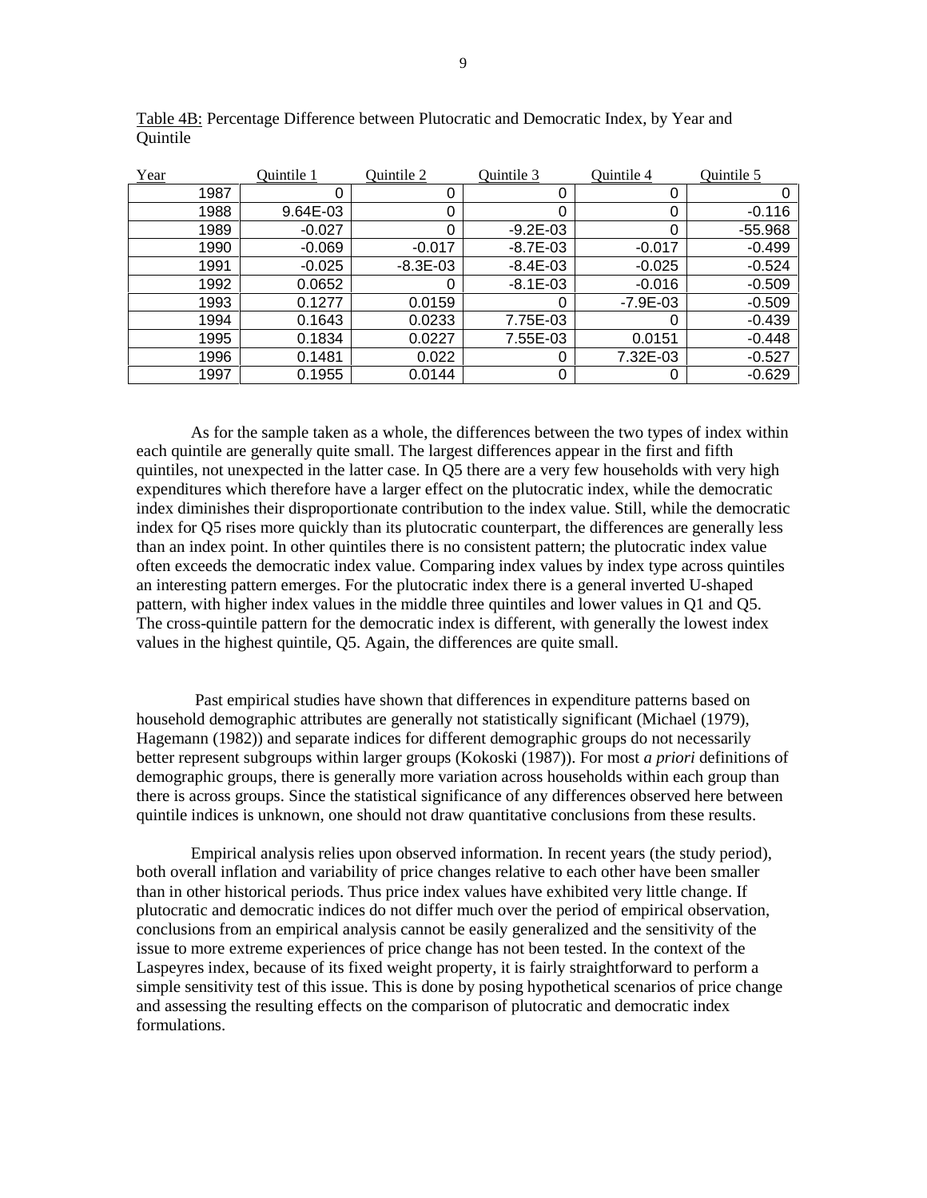Table 4B: Percentage Difference between Plutocratic and Democratic Index, by Year and Quintile

| Year | Quintile 1 | Quintile 2 | Quintile 3 | Quintile 4 | Quintile 5 |
|---|---|---|---|---|---|
| 1987 | 0 | 0 | 0 | 0 | 0 |
| 1988 | 9.64E-03 | 0 | 0 | 0 | -0.116 |
| 1989 | -0.027 | 0 | -9.2E-03 | 0 | -55.968 |
| 1990 | -0.069 | -0.017 | -8.7E-03 | -0.017 | -0.499 |
| 1991 | -0.025 | -8.3E-03 | -8.4E-03 | -0.025 | -0.524 |
| 1992 | 0.0652 | 0 | -8.1E-03 | -0.016 | -0.509 |
| 1993 | 0.1277 | 0.0159 | 0 | -7.9E-03 | -0.509 |
| 1994 | 0.1643 | 0.0233 | 7.75E-03 | 0 | -0.439 |
| 1995 | 0.1834 | 0.0227 | 7.55E-03 | 0.0151 | -0.448 |
| 1996 | 0.1481 | 0.022 | 0 | 7.32E-03 | -0.527 |
| 1997 | 0.1955 | 0.0144 | 0 | 0 | -0.629 |

As for the sample taken as a whole, the differences between the two types of index within each quintile are generally quite small. The largest differences appear in the first and fifth quintiles, not unexpected in the latter case. In Q5 there are a very few households with very high expenditures which therefore have a larger effect on the plutocratic index, while the democratic index diminishes their disproportionate contribution to the index value. Still, while the democratic index for Q5 rises more quickly than its plutocratic counterpart, the differences are generally less than an index point. In other quintiles there is no consistent pattern; the plutocratic index value often exceeds the democratic index value. Comparing index values by index type across quintiles an interesting pattern emerges. For the plutocratic index there is a general inverted U-shaped pattern, with higher index values in the middle three quintiles and lower values in Q1 and Q5. The cross-quintile pattern for the democratic index is different, with generally the lowest index values in the highest quintile, Q5. Again, the differences are quite small.

Past empirical studies have shown that differences in expenditure patterns based on household demographic attributes are generally not statistically significant (Michael (1979), Hagemann (1982)) and separate indices for different demographic groups do not necessarily better represent subgroups within larger groups (Kokoski (1987)). For most *a priori* definitions of demographic groups, there is generally more variation across households within each group than there is across groups. Since the statistical significance of any differences observed here between quintile indices is unknown, one should not draw quantitative conclusions from these results.

Empirical analysis relies upon observed information. In recent years (the study period), both overall inflation and variability of price changes relative to each other have been smaller than in other historical periods. Thus price index values have exhibited very little change. If plutocratic and democratic indices do not differ much over the period of empirical observation, conclusions from an empirical analysis cannot be easily generalized and the sensitivity of the issue to more extreme experiences of price change has not been tested. In the context of the Laspeyres index, because of its fixed weight property, it is fairly straightforward to perform a simple sensitivity test of this issue. This is done by posing hypothetical scenarios of price change and assessing the resulting effects on the comparison of plutocratic and democratic index formulations.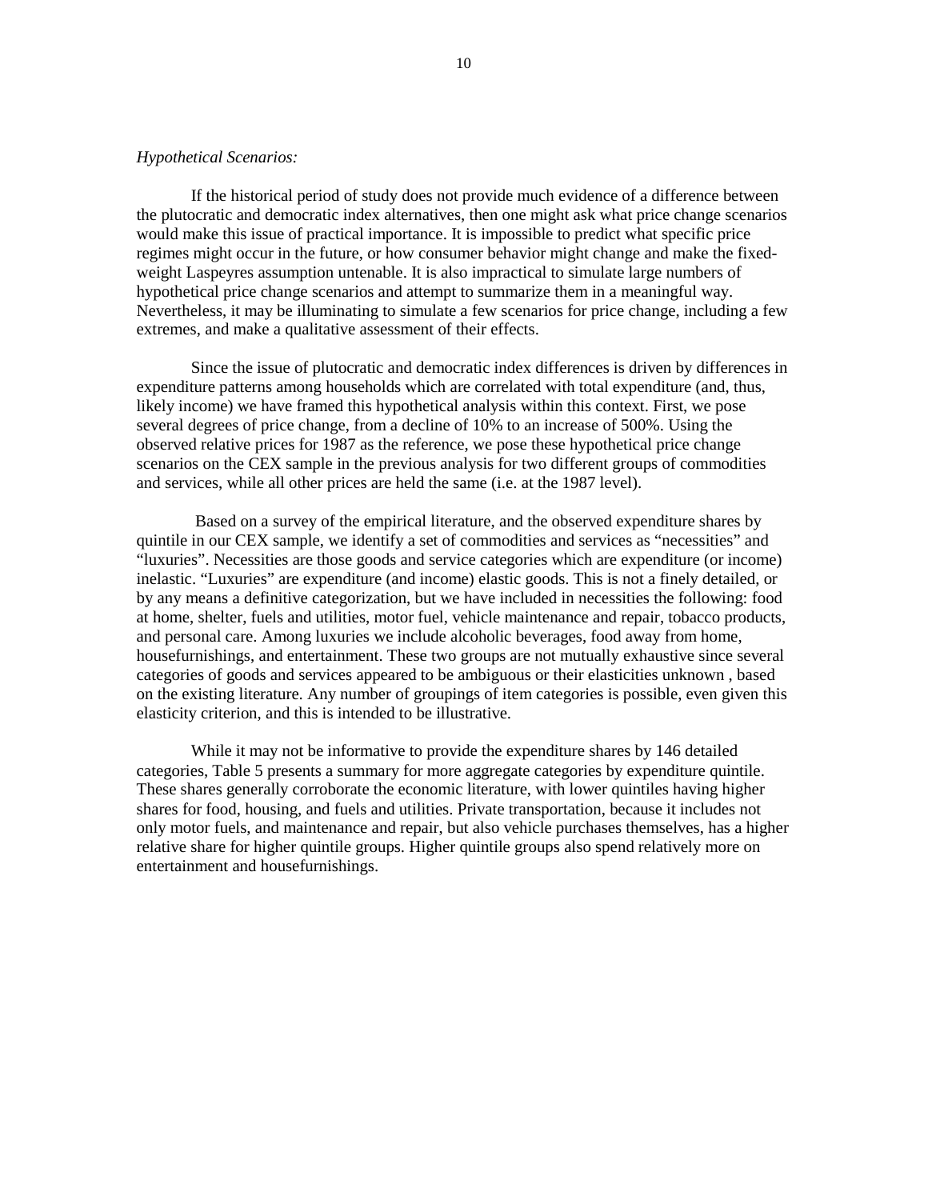*Hypothetical Scenarios:*

If the historical period of study does not provide much evidence of a difference between the plutocratic and democratic index alternatives, then one might ask what price change scenarios would make this issue of practical importance. It is impossible to predict what specific price regimes might occur in the future, or how consumer behavior might change and make the fixed-weight Laspeyres assumption untenable. It is also impractical to simulate large numbers of hypothetical price change scenarios and attempt to summarize them in a meaningful way. Nevertheless, it may be illuminating to simulate a few scenarios for price change, including a few extremes, and make a qualitative assessment of their effects.

Since the issue of plutocratic and democratic index differences is driven by differences in expenditure patterns among households which are correlated with total expenditure (and, thus, likely income) we have framed this hypothetical analysis within this context. First, we pose several degrees of price change, from a decline of 10% to an increase of 500%. Using the observed relative prices for 1987 as the reference, we pose these hypothetical price change scenarios on the CEX sample in the previous analysis for two different groups of commodities and services, while all other prices are held the same (i.e. at the 1987 level).

Based on a survey of the empirical literature, and the observed expenditure shares by quintile in our CEX sample, we identify a set of commodities and services as "necessities" and "luxuries". Necessities are those goods and service categories which are expenditure (or income) inelastic. "Luxuries" are expenditure (and income) elastic goods. This is not a finely detailed, or by any means a definitive categorization, but we have included in necessities the following: food at home, shelter, fuels and utilities, motor fuel, vehicle maintenance and repair, tobacco products, and personal care. Among luxuries we include alcoholic beverages, food away from home, housefurnishings, and entertainment. These two groups are not mutually exhaustive since several categories of goods and services appeared to be ambiguous or their elasticities unknown , based on the existing literature. Any number of groupings of item categories is possible, even given this elasticity criterion, and this is intended to be illustrative.

While it may not be informative to provide the expenditure shares by 146 detailed categories, Table 5 presents a summary for more aggregate categories by expenditure quintile. These shares generally corroborate the economic literature, with lower quintiles having higher shares for food, housing, and fuels and utilities. Private transportation, because it includes not only motor fuels, and maintenance and repair, but also vehicle purchases themselves, has a higher relative share for higher quintile groups. Higher quintile groups also spend relatively more on entertainment and housefurnishings.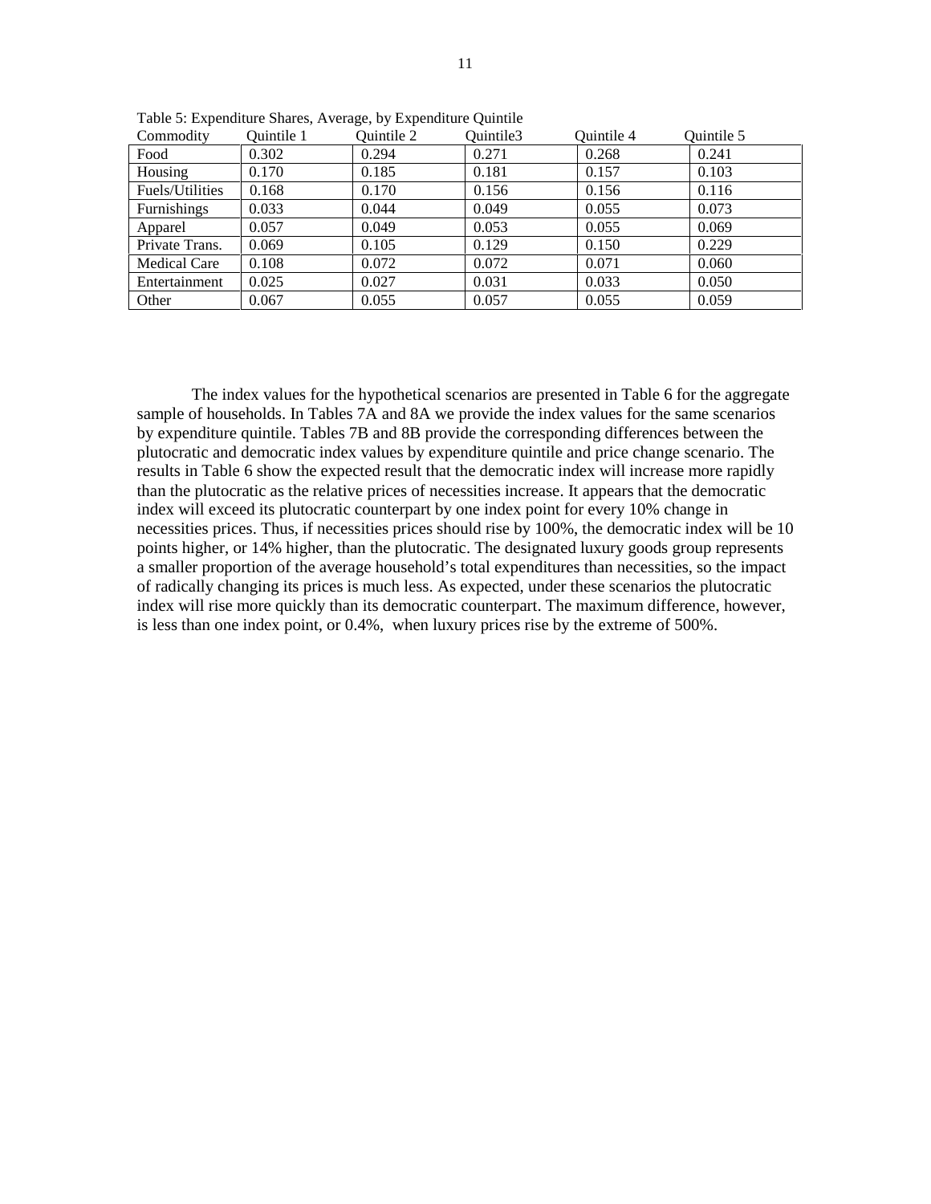Table 5: Expenditure Shares, Average, by Expenditure Quintile

| Commodity | Quintile 1 | Quintile 2 | Quintile3 | Quintile 4 | Quintile 5 |
|---|---|---|---|---|---|
| Food | 0.302 | 0.294 | 0.271 | 0.268 | 0.241 |
| Housing | 0.170 | 0.185 | 0.181 | 0.157 | 0.103 |
| Fuels/Utilities | 0.168 | 0.170 | 0.156 | 0.156 | 0.116 |
| Furnishings | 0.033 | 0.044 | 0.049 | 0.055 | 0.073 |
| Apparel | 0.057 | 0.049 | 0.053 | 0.055 | 0.069 |
| Private Trans. | 0.069 | 0.105 | 0.129 | 0.150 | 0.229 |
| Medical Care | 0.108 | 0.072 | 0.072 | 0.071 | 0.060 |
| Entertainment | 0.025 | 0.027 | 0.031 | 0.033 | 0.050 |
| Other | 0.067 | 0.055 | 0.057 | 0.055 | 0.059 |

The index values for the hypothetical scenarios are presented in Table 6 for the aggregate sample of households. In Tables 7A and 8A we provide the index values for the same scenarios by expenditure quintile. Tables 7B and 8B provide the corresponding differences between the plutocratic and democratic index values by expenditure quintile and price change scenario. The results in Table 6 show the expected result that the democratic index will increase more rapidly than the plutocratic as the relative prices of necessities increase. It appears that the democratic index will exceed its plutocratic counterpart by one index point for every 10% change in necessities prices. Thus, if necessities prices should rise by 100%, the democratic index will be 10 points higher, or 14% higher, than the plutocratic. The designated luxury goods group represents a smaller proportion of the average household's total expenditures than necessities, so the impact of radically changing its prices is much less. As expected, under these scenarios the plutocratic index will rise more quickly than its democratic counterpart. The maximum difference, however, is less than one index point, or 0.4%, when luxury prices rise by the extreme of 500%.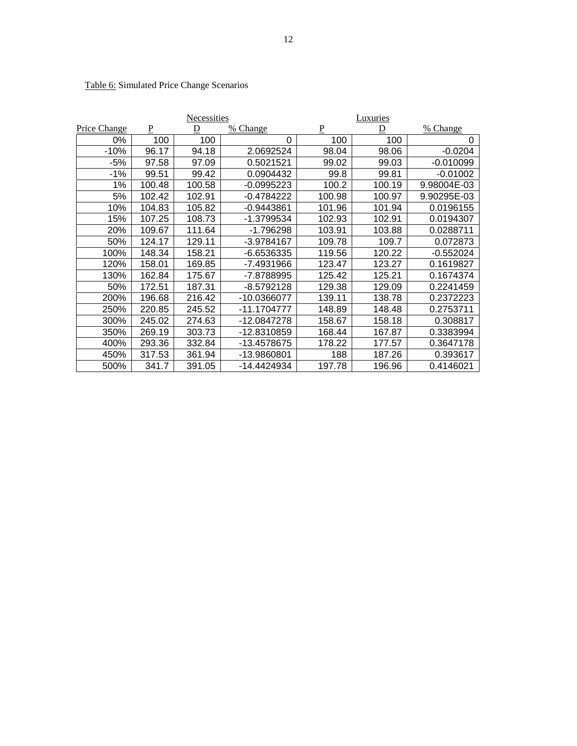Table 6: Simulated Price Change Scenarios

| | Necessities | | | Luxuries | | |
|---|---|---|---|---|---|---|
| Price Change | P | D | % Change | P | D | % Change |
| 0% | 100 | 100 | 0 | 100 | 100 | 0 |
| -10% | 96.17 | 94.18 | 2.0692524 | 98.04 | 98.06 | -0.0204 |
| -5% | 97.58 | 97.09 | 0.5021521 | 99.02 | 99.03 | -0.010099 |
| -1% | 99.51 | 99.42 | 0.0904432 | 99.8 | 99.81 | -0.01002 |
| 1% | 100.48 | 100.58 | -0.0995223 | 100.2 | 100.19 | 9.98004E-03 |
| 5% | 102.42 | 102.91 | -0.4784222 | 100.98 | 100.97 | 9.90295E-03 |
| 10% | 104.83 | 105.82 | -0.9443861 | 101.96 | 101.94 | 0.0196155 |
| 15% | 107.25 | 108.73 | -1.3799534 | 102.93 | 102.91 | 0.0194307 |
| 20% | 109.67 | 111.64 | -1.796298 | 103.91 | 103.88 | 0.0288711 |
| 50% | 124.17 | 129.11 | -3.9784167 | 109.78 | 109.7 | 0.072873 |
| 100% | 148.34 | 158.21 | -6.6536335 | 119.56 | 120.22 | -0.552024 |
| 120% | 158.01 | 169.85 | -7.4931966 | 123.47 | 123.27 | 0.1619827 |
| 130% | 162.84 | 175.67 | -7.8788995 | 125.42 | 125.21 | 0.1674374 |
| 50% | 172.51 | 187.31 | -8.5792128 | 129.38 | 129.09 | 0.2241459 |
| 200% | 196.68 | 216.42 | -10.0366077 | 139.11 | 138.78 | 0.2372223 |
| 250% | 220.85 | 245.52 | -11.1704777 | 148.89 | 148.48 | 0.2753711 |
| 300% | 245.02 | 274.63 | -12.0847278 | 158.67 | 158.18 | 0.308817 |
| 350% | 269.19 | 303.73 | -12.8310859 | 168.44 | 167.87 | 0.3383994 |
| 400% | 293.36 | 332.84 | -13.4578675 | 178.22 | 177.57 | 0.3647178 |
| 450% | 317.53 | 361.94 | -13.9860801 | 188 | 187.26 | 0.393617 |
| 500% | 341.7 | 391.05 | -14.4424934 | 197.78 | 196.96 | 0.4146021 |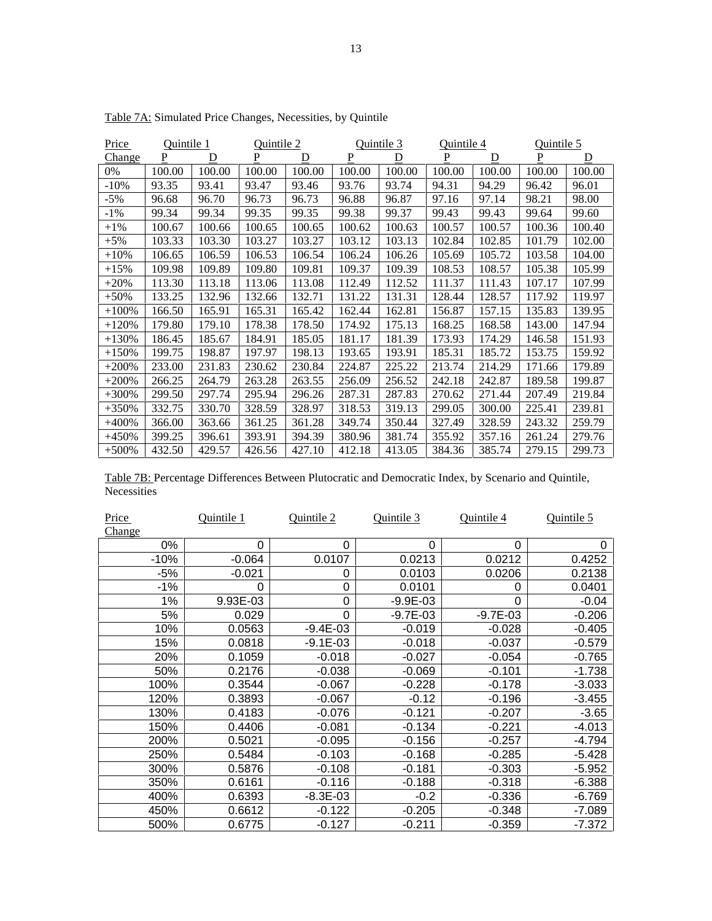Table 7A: Simulated Price Changes, Necessities, by Quintile

| Price | Quintile 1 | | Quintile 2 | | Quintile 3 | | Quintile 4 | | Quintile 5 | |
|---|---|---|---|---|---|---|---|---|---|---|
| Change | P | D | P | D | P | D | P | D | P | D |
| 0% | 100.00 | 100.00 | 100.00 | 100.00 | 100.00 | 100.00 | 100.00 | 100.00 | 100.00 | 100.00 |
| -10% | 93.35 | 93.41 | 93.47 | 93.46 | 93.76 | 93.74 | 94.31 | 94.29 | 96.42 | 96.01 |
| -5% | 96.68 | 96.70 | 96.73 | 96.73 | 96.88 | 96.87 | 97.16 | 97.14 | 98.21 | 98.00 |
| -1% | 99.34 | 99.34 | 99.35 | 99.35 | 99.38 | 99.37 | 99.43 | 99.43 | 99.64 | 99.60 |
| +1% | 100.67 | 100.66 | 100.65 | 100.65 | 100.62 | 100.63 | 100.57 | 100.57 | 100.36 | 100.40 |
| +5% | 103.33 | 103.30 | 103.27 | 103.27 | 103.12 | 103.13 | 102.84 | 102.85 | 101.79 | 102.00 |
| +10% | 106.65 | 106.59 | 106.53 | 106.54 | 106.24 | 106.26 | 105.69 | 105.72 | 103.58 | 104.00 |
| +15% | 109.98 | 109.89 | 109.80 | 109.81 | 109.37 | 109.39 | 108.53 | 108.57 | 105.38 | 105.99 |
| +20% | 113.30 | 113.18 | 113.06 | 113.08 | 112.49 | 112.52 | 111.37 | 111.43 | 107.17 | 107.99 |
| +50% | 133.25 | 132.96 | 132.66 | 132.71 | 131.22 | 131.31 | 128.44 | 128.57 | 117.92 | 119.97 |
| +100% | 166.50 | 165.91 | 165.31 | 165.42 | 162.44 | 162.81 | 156.87 | 157.15 | 135.83 | 139.95 |
| +120% | 179.80 | 179.10 | 178.38 | 178.50 | 174.92 | 175.13 | 168.25 | 168.58 | 143.00 | 147.94 |
| +130% | 186.45 | 185.67 | 184.91 | 185.05 | 181.17 | 181.39 | 173.93 | 174.29 | 146.58 | 151.93 |
| +150% | 199.75 | 198.87 | 197.97 | 198.13 | 193.65 | 193.91 | 185.31 | 185.72 | 153.75 | 159.92 |
| +200% | 233.00 | 231.83 | 230.62 | 230.84 | 224.87 | 225.22 | 213.74 | 214.29 | 171.66 | 179.89 |
| +200% | 266.25 | 264.79 | 263.28 | 263.55 | 256.09 | 256.52 | 242.18 | 242.87 | 189.58 | 199.87 |
| +300% | 299.50 | 297.74 | 295.94 | 296.26 | 287.31 | 287.83 | 270.62 | 271.44 | 207.49 | 219.84 |
| +350% | 332.75 | 330.70 | 328.59 | 328.97 | 318.53 | 319.13 | 299.05 | 300.00 | 225.41 | 239.81 |
| +400% | 366.00 | 363.66 | 361.25 | 361.28 | 349.74 | 350.44 | 327.49 | 328.59 | 243.32 | 259.79 |
| +450% | 399.25 | 396.61 | 393.91 | 394.39 | 380.96 | 381.74 | 355.92 | 357.16 | 261.24 | 279.76 |
| +500% | 432.50 | 429.57 | 426.56 | 427.10 | 412.18 | 413.05 | 384.36 | 385.74 | 279.15 | 299.73 |

Table 7B: Percentage Differences Between Plutocratic and Democratic Index, by Scenario and Quintile, Necessities

| Price Change | Quintile 1 | Quintile 2 | Quintile 3 | Quintile 4 | Quintile 5 |
|---|---|---|---|---|---|
| 0% | 0 | 0 | 0 | 0 | 0 |
| -10% | -0.064 | 0.0107 | 0.0213 | 0.0212 | 0.4252 |
| -5% | -0.021 | 0 | 0.0103 | 0.0206 | 0.2138 |
| -1% | 0 | 0 | 0.0101 | 0 | 0.0401 |
| 1% | 9.93E-03 | 0 | -9.9E-03 | 0 | -0.04 |
| 5% | 0.029 | 0 | -9.7E-03 | -9.7E-03 | -0.206 |
| 10% | 0.0563 | -9.4E-03 | -0.019 | -0.028 | -0.405 |
| 15% | 0.0818 | -9.1E-03 | -0.018 | -0.037 | -0.579 |
| 20% | 0.1059 | -0.018 | -0.027 | -0.054 | -0.765 |
| 50% | 0.2176 | -0.038 | -0.069 | -0.101 | -1.738 |
| 100% | 0.3544 | -0.067 | -0.228 | -0.178 | -3.033 |
| 120% | 0.3893 | -0.067 | -0.12 | -0.196 | -3.455 |
| 130% | 0.4183 | -0.076 | -0.121 | -0.207 | -3.65 |
| 150% | 0.4406 | -0.081 | -0.134 | -0.221 | -4.013 |
| 200% | 0.5021 | -0.095 | -0.156 | -0.257 | -4.794 |
| 250% | 0.5484 | -0.103 | -0.168 | -0.285 | -5.428 |
| 300% | 0.5876 | -0.108 | -0.181 | -0.303 | -5.952 |
| 350% | 0.6161 | -0.116 | -0.188 | -0.318 | -6.388 |
| 400% | 0.6393 | -8.3E-03 | -0.2 | -0.336 | -6.769 |
| 450% | 0.6612 | -0.122 | -0.205 | -0.348 | -7.089 |
| 500% | 0.6775 | -0.127 | -0.211 | -0.359 | -7.372 |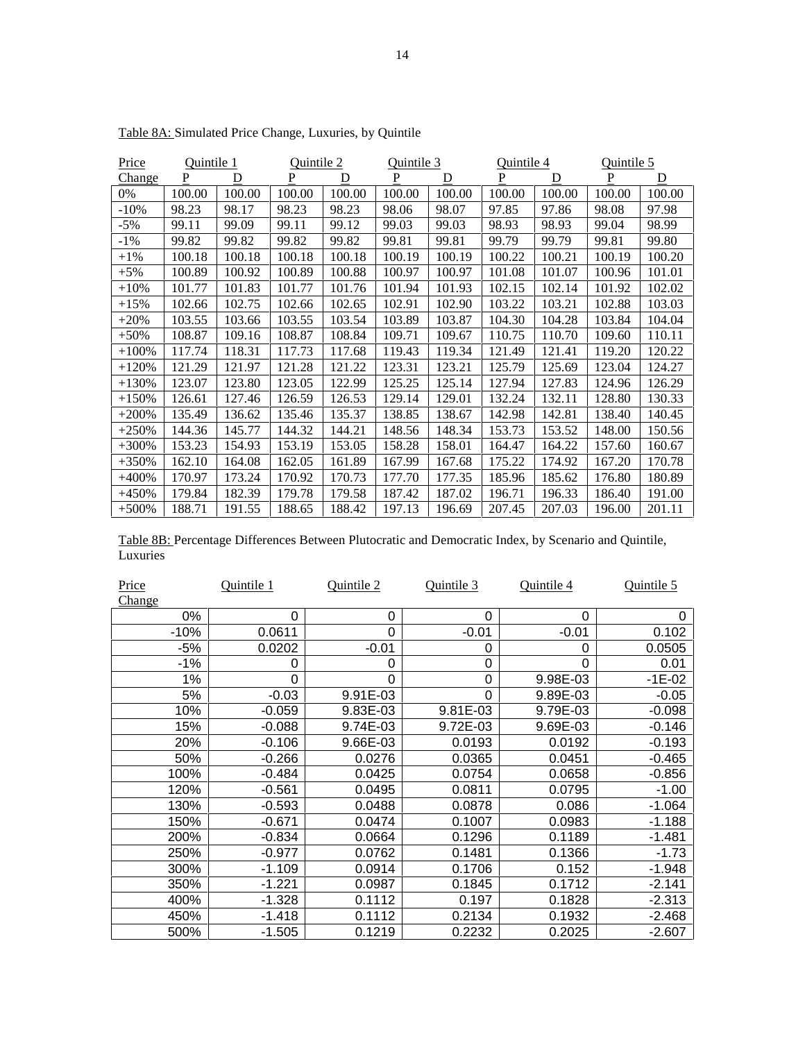Table 8A: Simulated Price Change, Luxuries, by Quintile

| Price | Quintile 1 | | Quintile 2 | | Quintile 3 | | Quintile 4 | | Quintile 5 | |
|---|---|---|---|---|---|---|---|---|---|---|
| Change | P | D | P | D | P | D | P | D | P | D |
| 0% | 100.00 | 100.00 | 100.00 | 100.00 | 100.00 | 100.00 | 100.00 | 100.00 | 100.00 | 100.00 |
| -10% | 98.23 | 98.17 | 98.23 | 98.23 | 98.06 | 98.07 | 97.85 | 97.86 | 98.08 | 97.98 |
| -5% | 99.11 | 99.09 | 99.11 | 99.12 | 99.03 | 99.03 | 98.93 | 98.93 | 99.04 | 98.99 |
| -1% | 99.82 | 99.82 | 99.82 | 99.82 | 99.81 | 99.81 | 99.79 | 99.79 | 99.81 | 99.80 |
| +1% | 100.18 | 100.18 | 100.18 | 100.18 | 100.19 | 100.19 | 100.22 | 100.21 | 100.19 | 100.20 |
| +5% | 100.89 | 100.92 | 100.89 | 100.88 | 100.97 | 100.97 | 101.08 | 101.07 | 100.96 | 101.01 |
| +10% | 101.77 | 101.83 | 101.77 | 101.76 | 101.94 | 101.93 | 102.15 | 102.14 | 101.92 | 102.02 |
| +15% | 102.66 | 102.75 | 102.66 | 102.65 | 102.91 | 102.90 | 103.22 | 103.21 | 102.88 | 103.03 |
| +20% | 103.55 | 103.66 | 103.55 | 103.54 | 103.89 | 103.87 | 104.30 | 104.28 | 103.84 | 104.04 |
| +50% | 108.87 | 109.16 | 108.87 | 108.84 | 109.71 | 109.67 | 110.75 | 110.70 | 109.60 | 110.11 |
| +100% | 117.74 | 118.31 | 117.73 | 117.68 | 119.43 | 119.34 | 121.49 | 121.41 | 119.20 | 120.22 |
| +120% | 121.29 | 121.97 | 121.28 | 121.22 | 123.31 | 123.21 | 125.79 | 125.69 | 123.04 | 124.27 |
| +130% | 123.07 | 123.80 | 123.05 | 122.99 | 125.25 | 125.14 | 127.94 | 127.83 | 124.96 | 126.29 |
| +150% | 126.61 | 127.46 | 126.59 | 126.53 | 129.14 | 129.01 | 132.24 | 132.11 | 128.80 | 130.33 |
| +200% | 135.49 | 136.62 | 135.46 | 135.37 | 138.85 | 138.67 | 142.98 | 142.81 | 138.40 | 140.45 |
| +250% | 144.36 | 145.77 | 144.32 | 144.21 | 148.56 | 148.34 | 153.73 | 153.52 | 148.00 | 150.56 |
| +300% | 153.23 | 154.93 | 153.19 | 153.05 | 158.28 | 158.01 | 164.47 | 164.22 | 157.60 | 160.67 |
| +350% | 162.10 | 164.08 | 162.05 | 161.89 | 167.99 | 167.68 | 175.22 | 174.92 | 167.20 | 170.78 |
| +400% | 170.97 | 173.24 | 170.92 | 170.73 | 177.70 | 177.35 | 185.96 | 185.62 | 176.80 | 180.89 |
| +450% | 179.84 | 182.39 | 179.78 | 179.58 | 187.42 | 187.02 | 196.71 | 196.33 | 186.40 | 191.00 |
| +500% | 188.71 | 191.55 | 188.65 | 188.42 | 197.13 | 196.69 | 207.45 | 207.03 | 196.00 | 201.11 |

Table 8B: Percentage Differences Between Plutocratic and Democratic Index, by Scenario and Quintile, Luxuries

| Price Change | Quintile 1 | Quintile 2 | Quintile 3 | Quintile 4 | Quintile 5 |
|---|---|---|---|---|---|
| 0% | 0 | 0 | 0 | 0 | 0 |
| -10% | 0.0611 | 0 | -0.01 | -0.01 | 0.102 |
| -5% | 0.0202 | -0.01 | 0 | 0 | 0.0505 |
| -1% | 0 | 0 | 0 | 0 | 0.01 |
| 1% | 0 | 0 | 0 | 9.98E-03 | -1E-02 |
| 5% | -0.03 | 9.91E-03 | 0 | 9.89E-03 | -0.05 |
| 10% | -0.059 | 9.83E-03 | 9.81E-03 | 9.79E-03 | -0.098 |
| 15% | -0.088 | 9.74E-03 | 9.72E-03 | 9.69E-03 | -0.146 |
| 20% | -0.106 | 9.66E-03 | 0.0193 | 0.0192 | -0.193 |
| 50% | -0.266 | 0.0276 | 0.0365 | 0.0451 | -0.465 |
| 100% | -0.484 | 0.0425 | 0.0754 | 0.0658 | -0.856 |
| 120% | -0.561 | 0.0495 | 0.0811 | 0.0795 | -1.00 |
| 130% | -0.593 | 0.0488 | 0.0878 | 0.086 | -1.064 |
| 150% | -0.671 | 0.0474 | 0.1007 | 0.0983 | -1.188 |
| 200% | -0.834 | 0.0664 | 0.1296 | 0.1189 | -1.481 |
| 250% | -0.977 | 0.0762 | 0.1481 | 0.1366 | -1.73 |
| 300% | -1.109 | 0.0914 | 0.1706 | 0.152 | -1.948 |
| 350% | -1.221 | 0.0987 | 0.1845 | 0.1712 | -2.141 |
| 400% | -1.328 | 0.1112 | 0.197 | 0.1828 | -2.313 |
| 450% | -1.418 | 0.1112 | 0.2134 | 0.1932 | -2.468 |
| 500% | -1.505 | 0.1219 | 0.2232 | 0.2025 | -2.607 |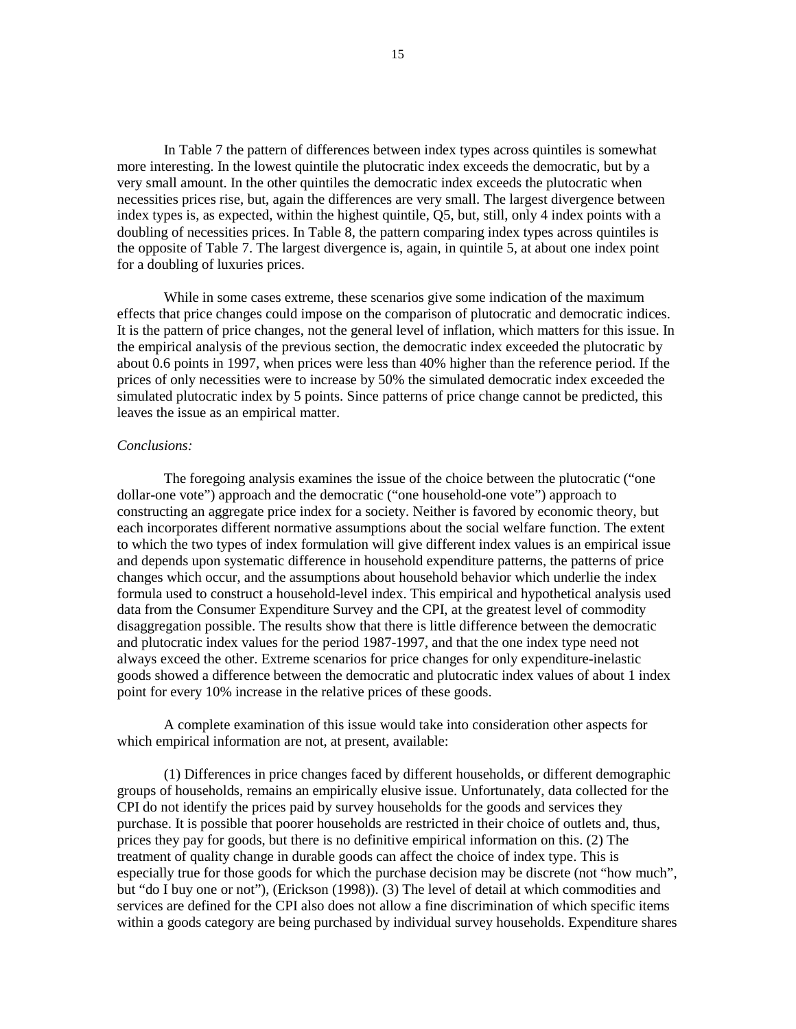In Table 7 the pattern of differences between index types across quintiles is somewhat more interesting. In the lowest quintile the plutocratic index exceeds the democratic, but by a very small amount. In the other quintiles the democratic index exceeds the plutocratic when necessities prices rise, but, again the differences are very small. The largest divergence between index types is, as expected, within the highest quintile, Q5, but, still, only 4 index points with a doubling of necessities prices. In Table 8, the pattern comparing index types across quintiles is the opposite of Table 7. The largest divergence is, again, in quintile 5, at about one index point for a doubling of luxuries prices.

While in some cases extreme, these scenarios give some indication of the maximum effects that price changes could impose on the comparison of plutocratic and democratic indices. It is the pattern of price changes, not the general level of inflation, which matters for this issue. In the empirical analysis of the previous section, the democratic index exceeded the plutocratic by about 0.6 points in 1997, when prices were less than 40% higher than the reference period. If the prices of only necessities were to increase by 50% the simulated democratic index exceeded the simulated plutocratic index by 5 points. Since patterns of price change cannot be predicted, this leaves the issue as an empirical matter.

*Conclusions:*

The foregoing analysis examines the issue of the choice between the plutocratic ("one dollar-one vote") approach and the democratic ("one household-one vote") approach to constructing an aggregate price index for a society. Neither is favored by economic theory, but each incorporates different normative assumptions about the social welfare function. The extent to which the two types of index formulation will give different index values is an empirical issue and depends upon systematic difference in household expenditure patterns, the patterns of price changes which occur, and the assumptions about household behavior which underlie the index formula used to construct a household-level index. This empirical and hypothetical analysis used data from the Consumer Expenditure Survey and the CPI, at the greatest level of commodity disaggregation possible. The results show that there is little difference between the democratic and plutocratic index values for the period 1987-1997, and that the one index type need not always exceed the other. Extreme scenarios for price changes for only expenditure-inelastic goods showed a difference between the democratic and plutocratic index values of about 1 index point for every 10% increase in the relative prices of these goods.

A complete examination of this issue would take into consideration other aspects for which empirical information are not, at present, available:

(1) Differences in price changes faced by different households, or different demographic groups of households, remains an empirically elusive issue. Unfortunately, data collected for the CPI do not identify the prices paid by survey households for the goods and services they purchase. It is possible that poorer households are restricted in their choice of outlets and, thus, prices they pay for goods, but there is no definitive empirical information on this. (2) The treatment of quality change in durable goods can affect the choice of index type. This is especially true for those goods for which the purchase decision may be discrete (not "how much", but "do I buy one or not"), (Erickson (1998)). (3) The level of detail at which commodities and services are defined for the CPI also does not allow a fine discrimination of which specific items within a goods category are being purchased by individual survey households. Expenditure shares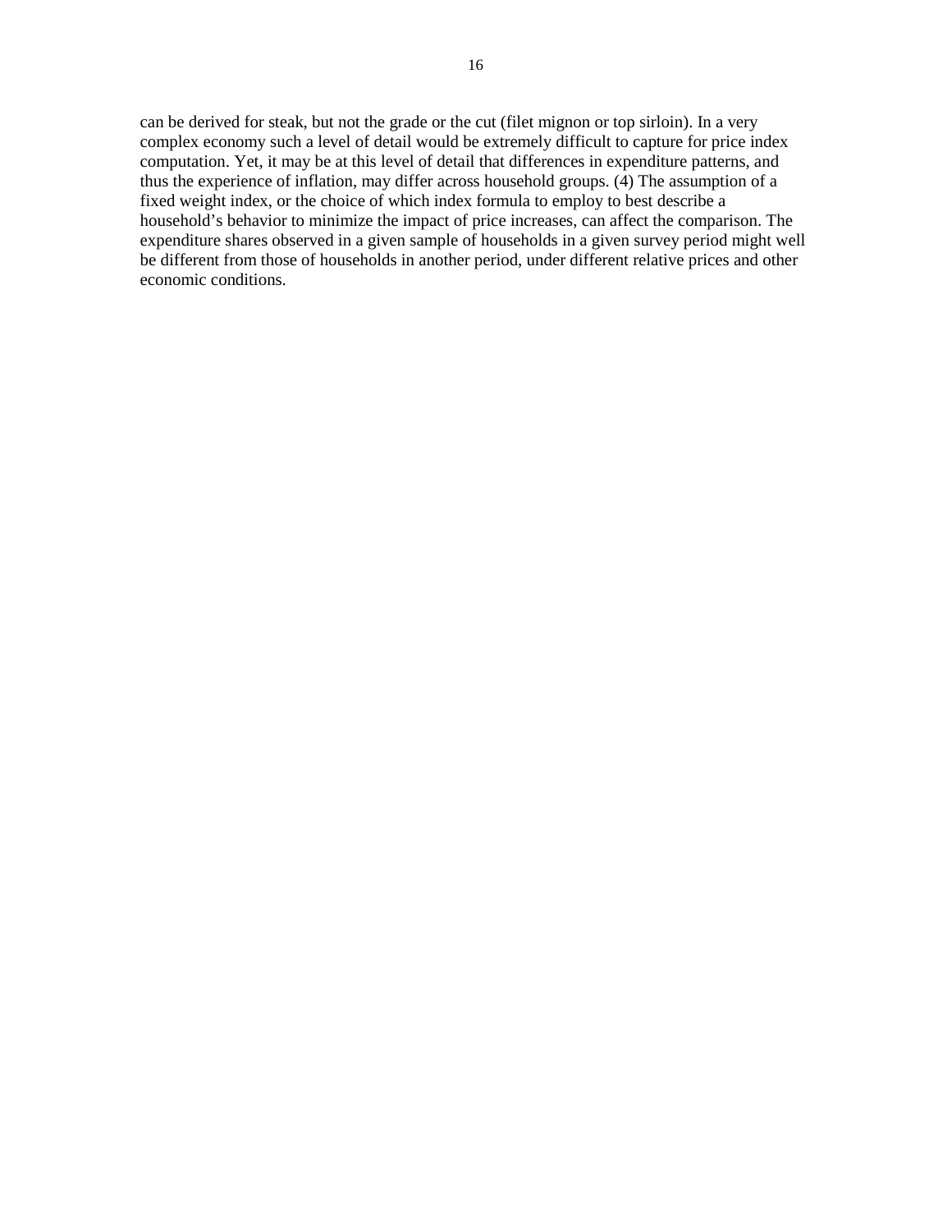can be derived for steak, but not the grade or the cut (filet mignon or top sirloin). In a very complex economy such a level of detail would be extremely difficult to capture for price index computation. Yet, it may be at this level of detail that differences in expenditure patterns, and thus the experience of inflation, may differ across household groups. (4) The assumption of a fixed weight index, or the choice of which index formula to employ to best describe a household's behavior to minimize the impact of price increases, can affect the comparison. The expenditure shares observed in a given sample of households in a given survey period might well be different from those of households in another period, under different relative prices and other economic conditions.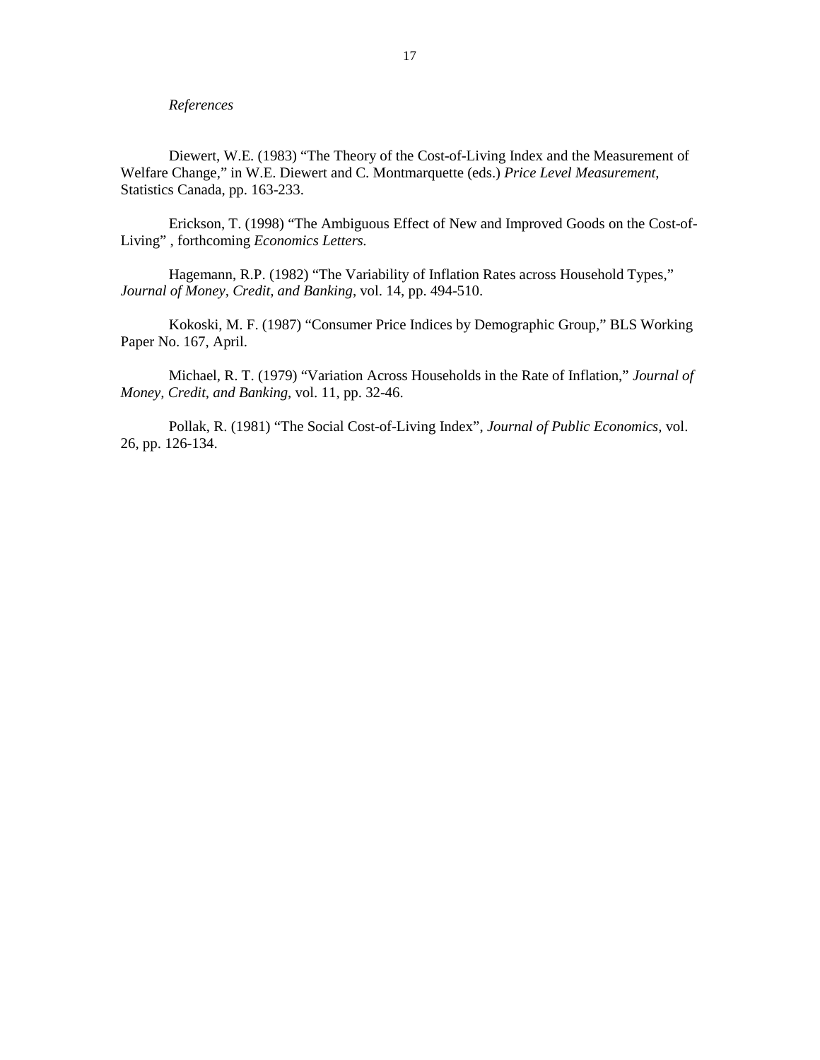*References*

Diewert, W.E. (1983) “The Theory of the Cost-of-Living Index and the Measurement of Welfare Change,” in W.E. Diewert and C. Montmarquette (eds.) *Price Level Measurement*, Statistics Canada, pp. 163-233.

Erickson, T. (1998) “The Ambiguous Effect of New and Improved Goods on the Cost-of-Living” , forthcoming *Economics Letters.*

Hagemann, R.P. (1982) “The Variability of Inflation Rates across Household Types,” *Journal of Money, Credit, and Banking*, vol. 14, pp. 494-510.

Kokoski, M. F. (1987) “Consumer Price Indices by Demographic Group,” BLS Working Paper No. 167, April.

Michael, R. T. (1979) “Variation Across Households in the Rate of Inflation,” *Journal of Money, Credit, and Banking*, vol. 11, pp. 32-46.

Pollak, R. (1981) “The Social Cost-of-Living Index”, *Journal of Public Economics*, vol. 26, pp. 126-134.